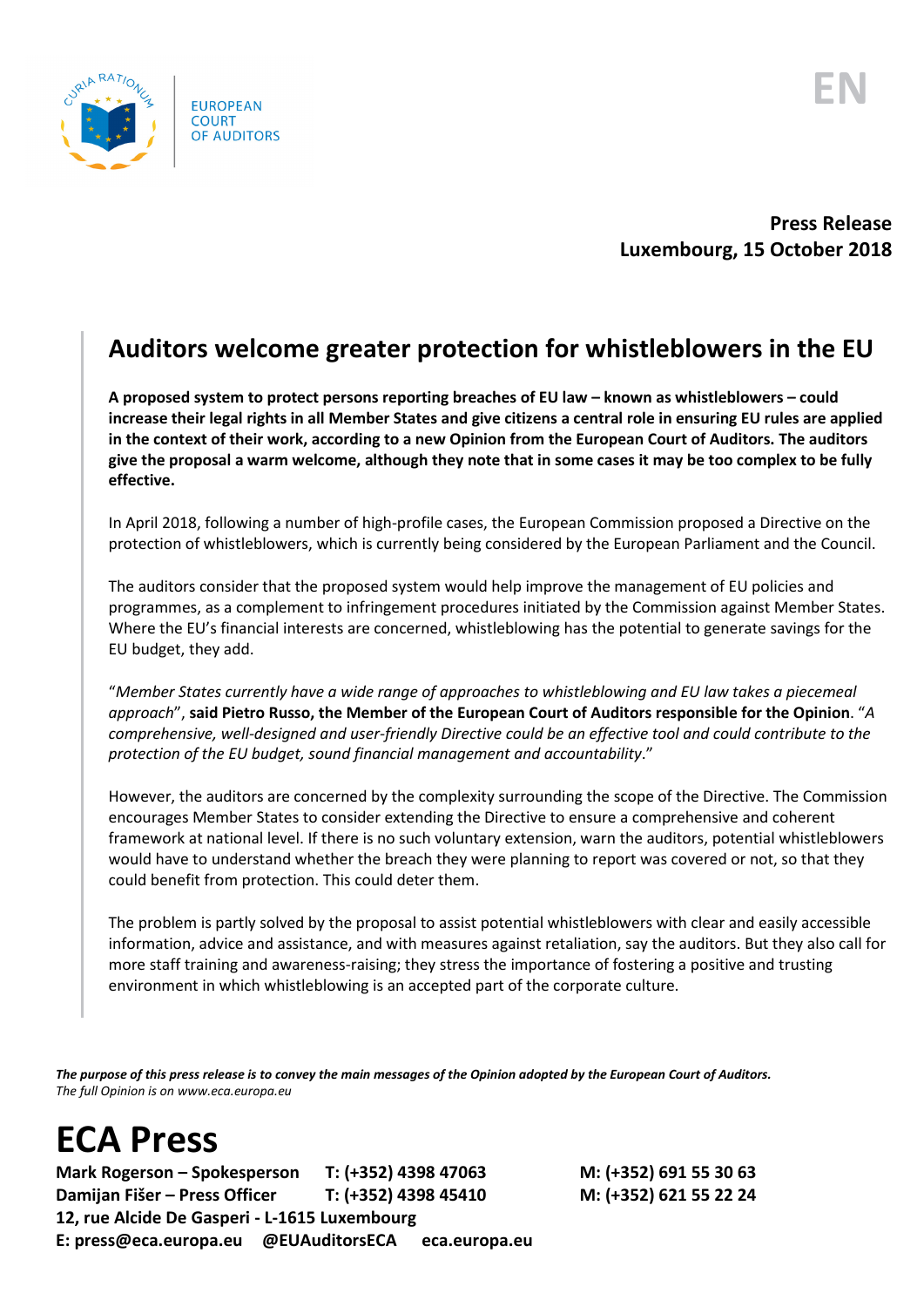EUROPEAN COURT OF AUDITORS

EN

**Press Release**
**Luxembourg, 15 October 2018**

# Auditors welcome greater protection for whistleblowers in the EU

**A proposed system to protect persons reporting breaches of EU law – known as whistleblowers – could increase their legal rights in all Member States and give citizens a central role in ensuring EU rules are applied in the context of their work, according to a new Opinion from the European Court of Auditors. The auditors give the proposal a warm welcome, although they note that in some cases it may be too complex to be fully effective.**

In April 2018, following a number of high-profile cases, the European Commission proposed a Directive on the protection of whistleblowers, which is currently being considered by the European Parliament and the Council.

The auditors consider that the proposed system would help improve the management of EU policies and programmes, as a complement to infringement procedures initiated by the Commission against Member States. Where the EU's financial interests are concerned, whistleblowing has the potential to generate savings for the EU budget, they add.

"*Member States currently have a wide range of approaches to whistleblowing and EU law takes a piecemeal approach*", **said Pietro Russo, the Member of the European Court of Auditors responsible for the Opinion**. "*A comprehensive, well-designed and user-friendly Directive could be an effective tool and could contribute to the protection of the EU budget, sound financial management and accountability*."

However, the auditors are concerned by the complexity surrounding the scope of the Directive. The Commission encourages Member States to consider extending the Directive to ensure a comprehensive and coherent framework at national level. If there is no such voluntary extension, warn the auditors, potential whistleblowers would have to understand whether the breach they were planning to report was covered or not, so that they could benefit from protection. This could deter them.

The problem is partly solved by the proposal to assist potential whistleblowers with clear and easily accessible information, advice and assistance, and with measures against retaliation, say the auditors. But they also call for more staff training and awareness-raising; they stress the importance of fostering a positive and trusting environment in which whistleblowing is an accepted part of the corporate culture.

***The purpose of this press release is to convey the main messages of the Opinion adopted by the European Court of Auditors.***
*The full Opinion is on www.eca.europa.eu*

# ECA Press

**Mark Rogerson – Spokesperson T: (+352) 4398 47063 M: (+352) 691 55 30 63**
**Damijan Fišer – Press Officer T: (+352) 4398 45410 M: (+352) 621 55 22 24**
**12, rue Alcide De Gasperi - L-1615 Luxembourg**
**E: press@eca.europa.eu @EUAuditorsECA eca.europa.eu**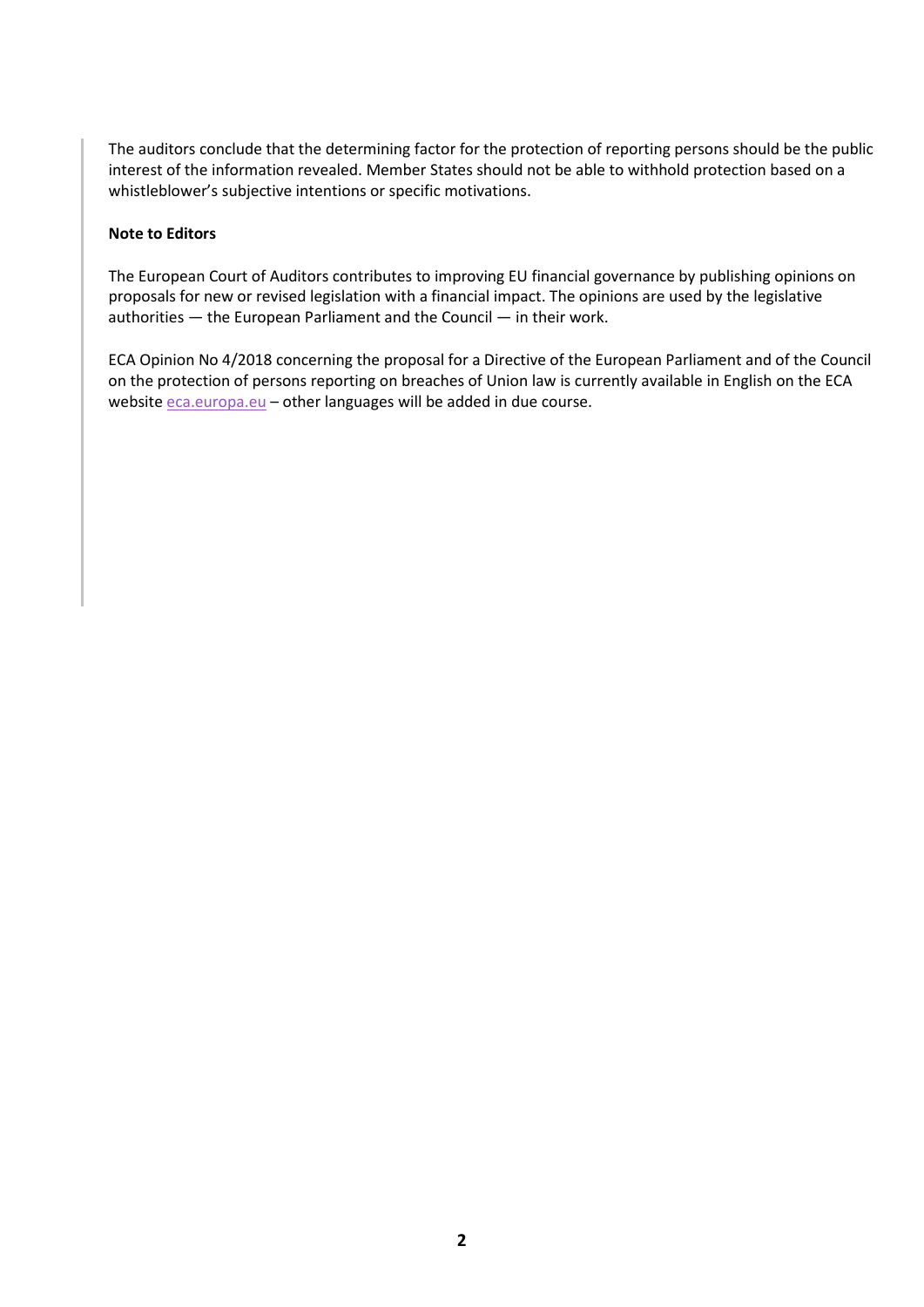The auditors conclude that the determining factor for the protection of reporting persons should be the public interest of the information revealed. Member States should not be able to withhold protection based on a whistleblower's subjective intentions or specific motivations.

**Note to Editors**

The European Court of Auditors contributes to improving EU financial governance by publishing opinions on proposals for new or revised legislation with a financial impact. The opinions are used by the legislative authorities — the European Parliament and the Council — in their work.

ECA Opinion No 4/2018 concerning the proposal for a Directive of the European Parliament and of the Council on the protection of persons reporting on breaches of Union law is currently available in English on the ECA website eca.europa.eu – other languages will be added in due course.